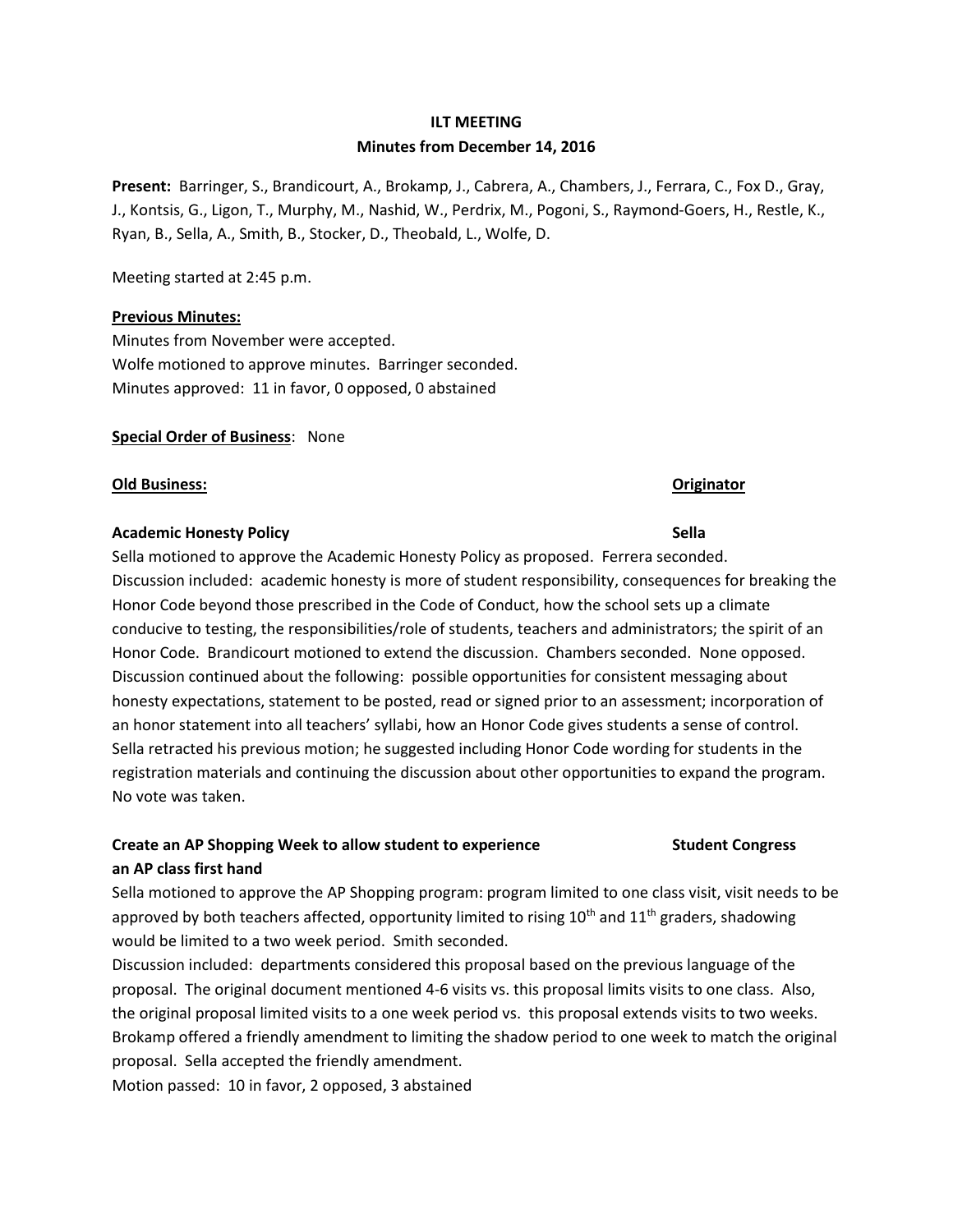**ILT MEETING**

**Minutes from December 14, 2016**

**Present:** Barringer, S., Brandicourt, A., Brokamp, J., Cabrera, A., Chambers, J., Ferrara, C., Fox D., Gray, J., Kontsis, G., Ligon, T., Murphy, M., Nashid, W., Perdrix, M., Pogoni, S., Raymond-Goers, H., Restle, K., Ryan, B., Sella, A., Smith, B., Stocker, D., Theobald, L., Wolfe, D.

Meeting started at 2:45 p.m.

**Previous Minutes:**

Minutes from November were accepted.
Wolfe motioned to approve minutes. Barringer seconded.
Minutes approved: 11 in favor, 0 opposed, 0 abstained

**Special Order of Business**: None

**Old Business:** — **Originator**

**Academic Honesty Policy** — **Sella**

Sella motioned to approve the Academic Honesty Policy as proposed. Ferrera seconded. Discussion included: academic honesty is more of student responsibility, consequences for breaking the Honor Code beyond those prescribed in the Code of Conduct, how the school sets up a climate conducive to testing, the responsibilities/role of students, teachers and administrators; the spirit of an Honor Code. Brandicourt motioned to extend the discussion. Chambers seconded. None opposed. Discussion continued about the following: possible opportunities for consistent messaging about honesty expectations, statement to be posted, read or signed prior to an assessment; incorporation of an honor statement into all teachers' syllabi, how an Honor Code gives students a sense of control. Sella retracted his previous motion; he suggested including Honor Code wording for students in the registration materials and continuing the discussion about other opportunities to expand the program. No vote was taken.

**Create an AP Shopping Week to allow student to experience an AP class first hand** — **Student Congress**

Sella motioned to approve the AP Shopping program: program limited to one class visit, visit needs to be approved by both teachers affected, opportunity limited to rising 10th and 11th graders, shadowing would be limited to a two week period. Smith seconded.

Discussion included: departments considered this proposal based on the previous language of the proposal. The original document mentioned 4-6 visits vs. this proposal limits visits to one class. Also, the original proposal limited visits to a one week period vs. this proposal extends visits to two weeks. Brokamp offered a friendly amendment to limiting the shadow period to one week to match the original proposal. Sella accepted the friendly amendment.

Motion passed: 10 in favor, 2 opposed, 3 abstained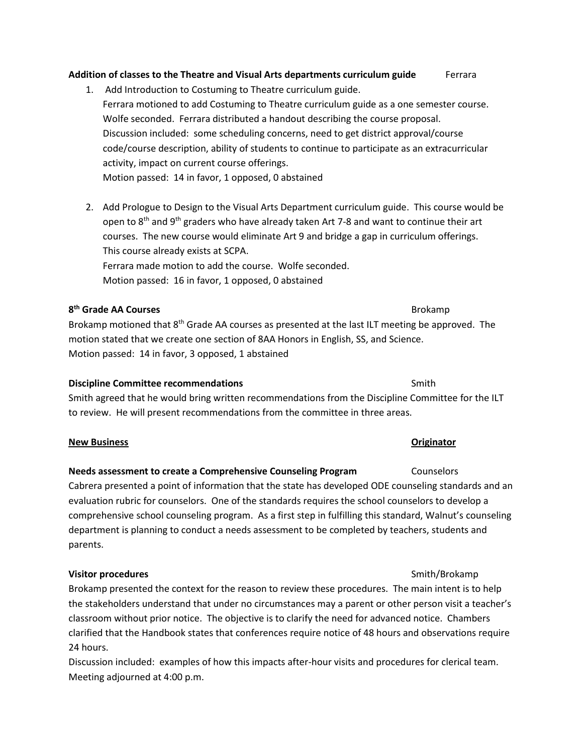**Addition of classes to the Theatre and Visual Arts departments curriculum guide** Ferrara

1. Add Introduction to Costuming to Theatre curriculum guide.
   Ferrara motioned to add Costuming to Theatre curriculum guide as a one semester course. Wolfe seconded. Ferrara distributed a handout describing the course proposal.
   Discussion included: some scheduling concerns, need to get district approval/course code/course description, ability of students to continue to participate as an extracurricular activity, impact on current course offerings.
   Motion passed: 14 in favor, 1 opposed, 0 abstained

2. Add Prologue to Design to the Visual Arts Department curriculum guide. This course would be open to 8th and 9th graders who have already taken Art 7-8 and want to continue their art courses. The new course would eliminate Art 9 and bridge a gap in curriculum offerings. This course already exists at SCPA.
   Ferrara made motion to add the course. Wolfe seconded.
   Motion passed: 16 in favor, 1 opposed, 0 abstained

**8th Grade AA Courses** Brokamp

Brokamp motioned that 8th Grade AA courses as presented at the last ILT meeting be approved. The motion stated that we create one section of 8AA Honors in English, SS, and Science.
Motion passed: 14 in favor, 3 opposed, 1 abstained

**Discipline Committee recommendations** Smith

Smith agreed that he would bring written recommendations from the Discipline Committee for the ILT to review. He will present recommendations from the committee in three areas.

**New Business** **Originator**

**Needs assessment to create a Comprehensive Counseling Program** Counselors

Cabrera presented a point of information that the state has developed ODE counseling standards and an evaluation rubric for counselors. One of the standards requires the school counselors to develop a comprehensive school counseling program. As a first step in fulfilling this standard, Walnut's counseling department is planning to conduct a needs assessment to be completed by teachers, students and parents.

**Visitor procedures** Smith/Brokamp

Brokamp presented the context for the reason to review these procedures. The main intent is to help the stakeholders understand that under no circumstances may a parent or other person visit a teacher's classroom without prior notice. The objective is to clarify the need for advanced notice. Chambers clarified that the Handbook states that conferences require notice of 48 hours and observations require 24 hours.
Discussion included: examples of how this impacts after-hour visits and procedures for clerical team.
Meeting adjourned at 4:00 p.m.